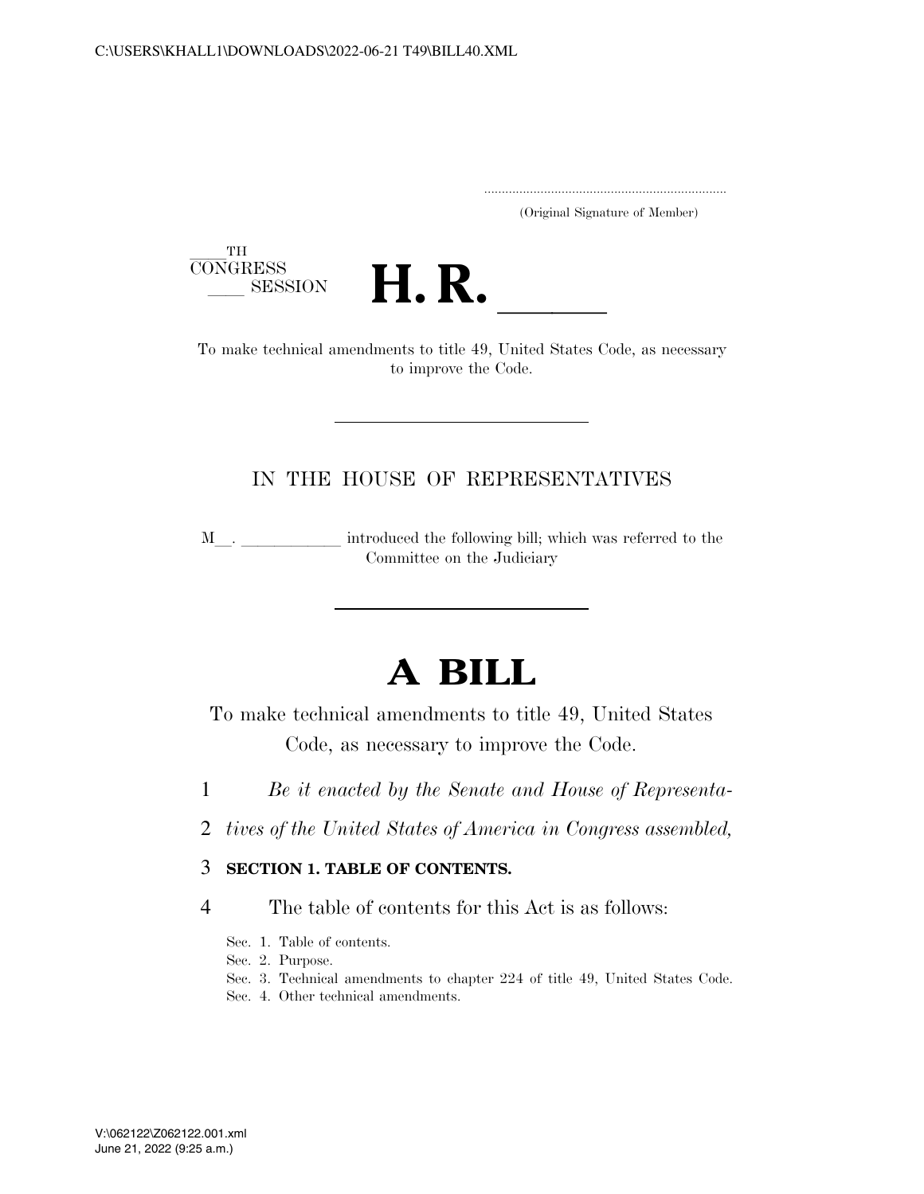(Original Signature of Member)

\_\_\_\_TH CONGRESS
\_\_\_\_ SESSION

# H. R. \_\_\_\_\_\_

To make technical amendments to title 49, United States Code, as necessary to improve the Code.

---

IN THE HOUSE OF REPRESENTATIVES

M\_\_. \_\_\_\_\_\_\_\_\_\_\_\_ introduced the following bill; which was referred to the Committee on the Judiciary

---

# A BILL

To make technical amendments to title 49, United States Code, as necessary to improve the Code.

1 *Be it enacted by the Senate and House of Representa-*
2 *tives of the United States of America in Congress assembled,*

3 **SECTION 1. TABLE OF CONTENTS.**

4 The table of contents for this Act is as follows:

Sec. 1. Table of contents.
Sec. 2. Purpose.
Sec. 3. Technical amendments to chapter 224 of title 49, United States Code.
Sec. 4. Other technical amendments.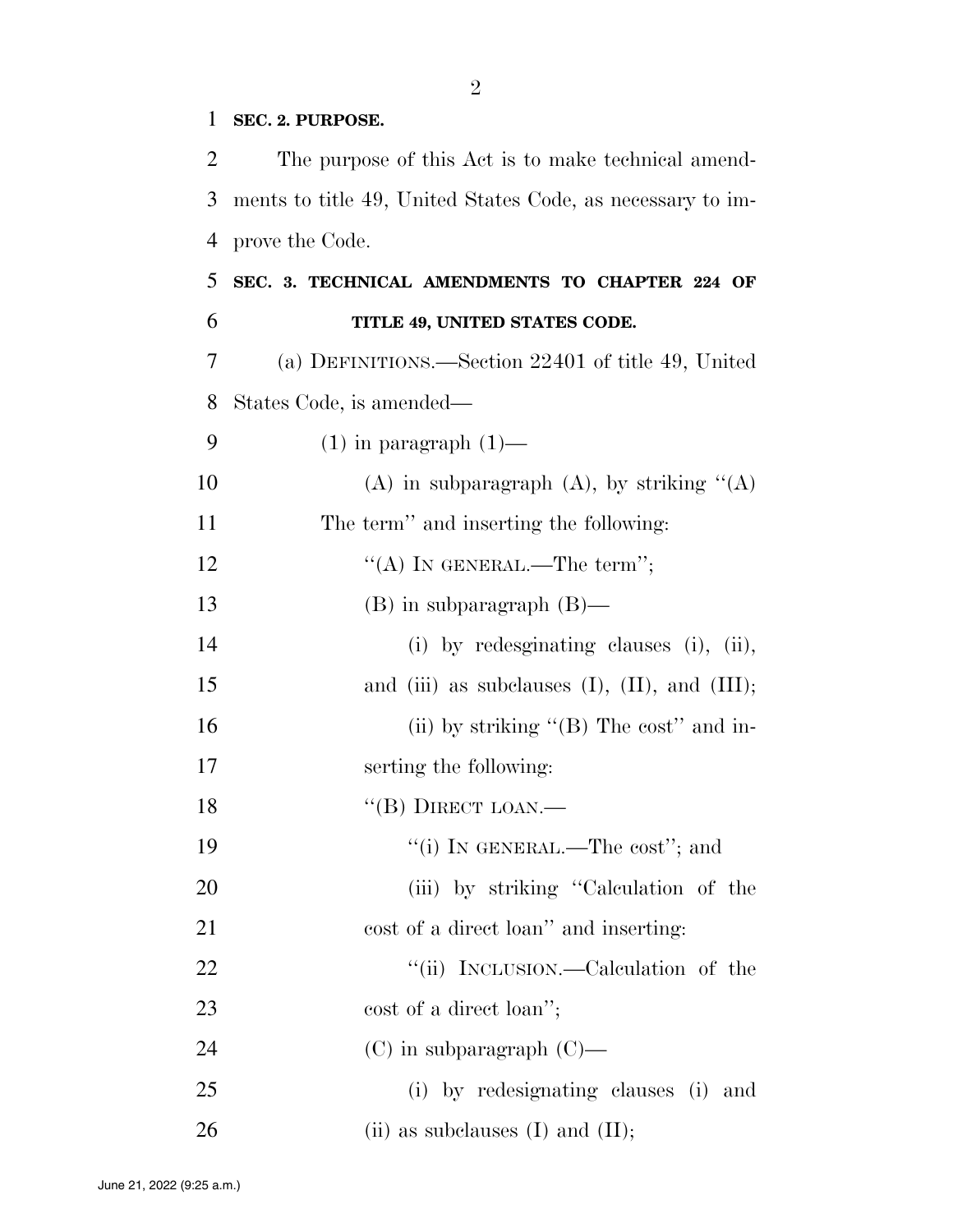**SEC. 2. PURPOSE.**

The purpose of this Act is to make technical amendments to title 49, United States Code, as necessary to improve the Code.

**SEC. 3. TECHNICAL AMENDMENTS TO CHAPTER 224 OF TITLE 49, UNITED STATES CODE.**

(a) DEFINITIONS.—Section 22401 of title 49, United States Code, is amended—

(1) in paragraph (1)—

(A) in subparagraph (A), by striking "(A) The term" and inserting the following:

"(A) IN GENERAL.—The term";

(B) in subparagraph (B)—

(i) by redesginating clauses (i), (ii), and (iii) as subclauses (I), (II), and (III);

(ii) by striking "(B) The cost" and inserting the following:

"(B) DIRECT LOAN.—

"(i) IN GENERAL.—The cost"; and

(iii) by striking "Calculation of the cost of a direct loan" and inserting:

"(ii) INCLUSION.—Calculation of the cost of a direct loan";

(C) in subparagraph (C)—

(i) by redesignating clauses (i) and (ii) as subclauses (I) and (II);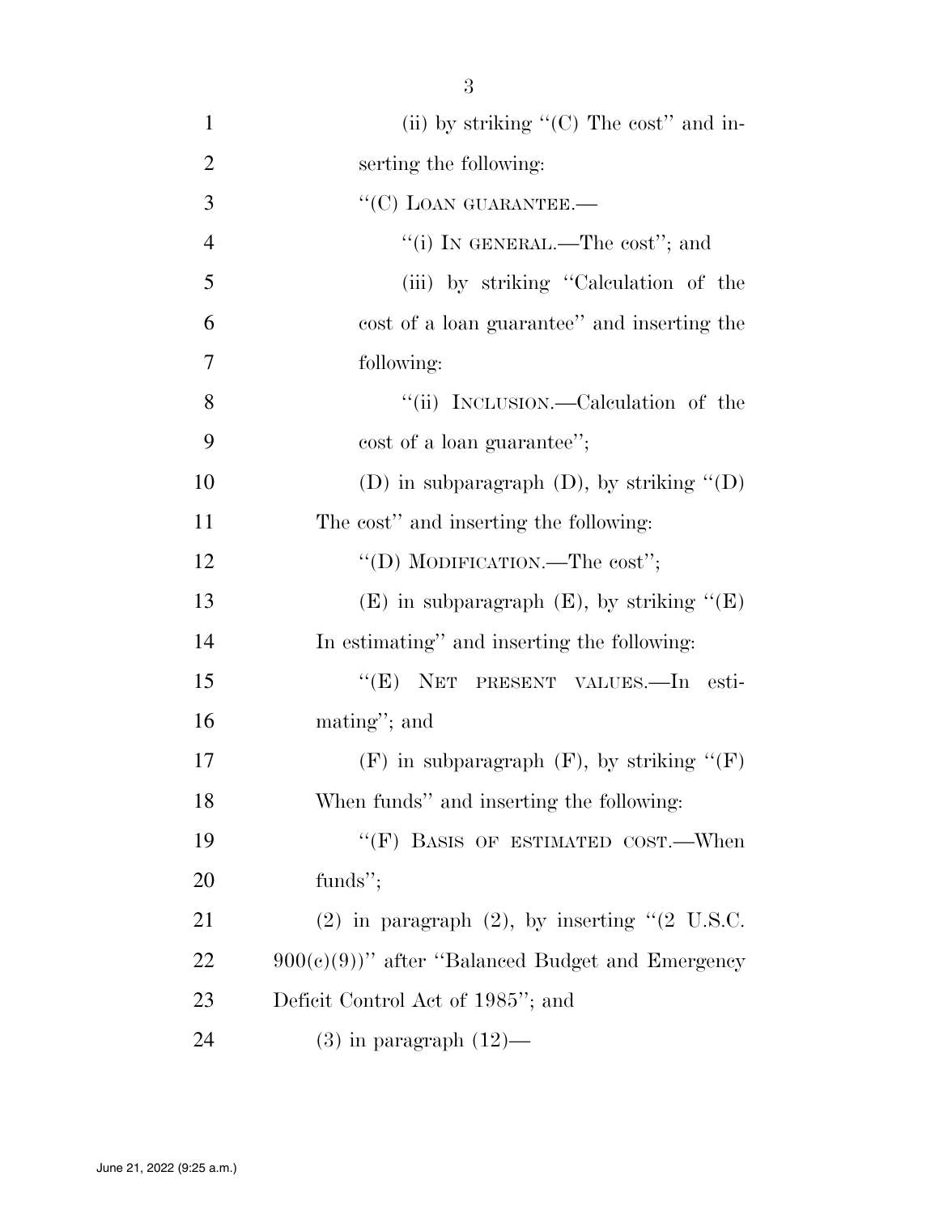(ii) by striking "(C) The cost" and inserting the following:

"(C) LOAN GUARANTEE.—

"(i) IN GENERAL.—The cost"; and

(iii) by striking "Calculation of the cost of a loan guarantee" and inserting the following:

"(ii) INCLUSION.—Calculation of the cost of a loan guarantee";

(D) in subparagraph (D), by striking "(D) The cost" and inserting the following:

"(D) MODIFICATION.—The cost";

(E) in subparagraph (E), by striking "(E) In estimating" and inserting the following:

"(E) NET PRESENT VALUES.—In estimating"; and

(F) in subparagraph (F), by striking "(F) When funds" and inserting the following:

"(F) BASIS OF ESTIMATED COST.—When funds";

(2) in paragraph (2), by inserting "(2 U.S.C. 900(c)(9))" after "Balanced Budget and Emergency Deficit Control Act of 1985"; and

(3) in paragraph (12)—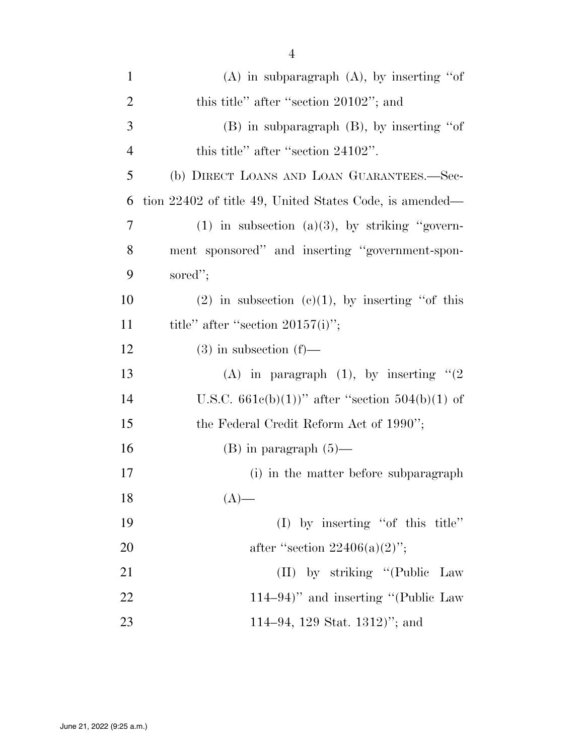(A) in subparagraph (A), by inserting "of this title" after "section 20102"; and

(B) in subparagraph (B), by inserting "of this title" after "section 24102".

(b) DIRECT LOANS AND LOAN GUARANTEES.—Section 22402 of title 49, United States Code, is amended—

(1) in subsection (a)(3), by striking "government sponsored" and inserting "government-sponsored";

(2) in subsection (c)(1), by inserting "of this title" after "section 20157(i)";

(3) in subsection (f)—

(A) in paragraph (1), by inserting "(2 U.S.C. 661c(b)(1))" after "section 504(b)(1) of the Federal Credit Reform Act of 1990";

(B) in paragraph (5)—

(i) in the matter before subparagraph (A)—

(I) by inserting "of this title" after "section 22406(a)(2)";

(II) by striking "(Public Law 114–94)" and inserting "(Public Law 114–94, 129 Stat. 1312)"; and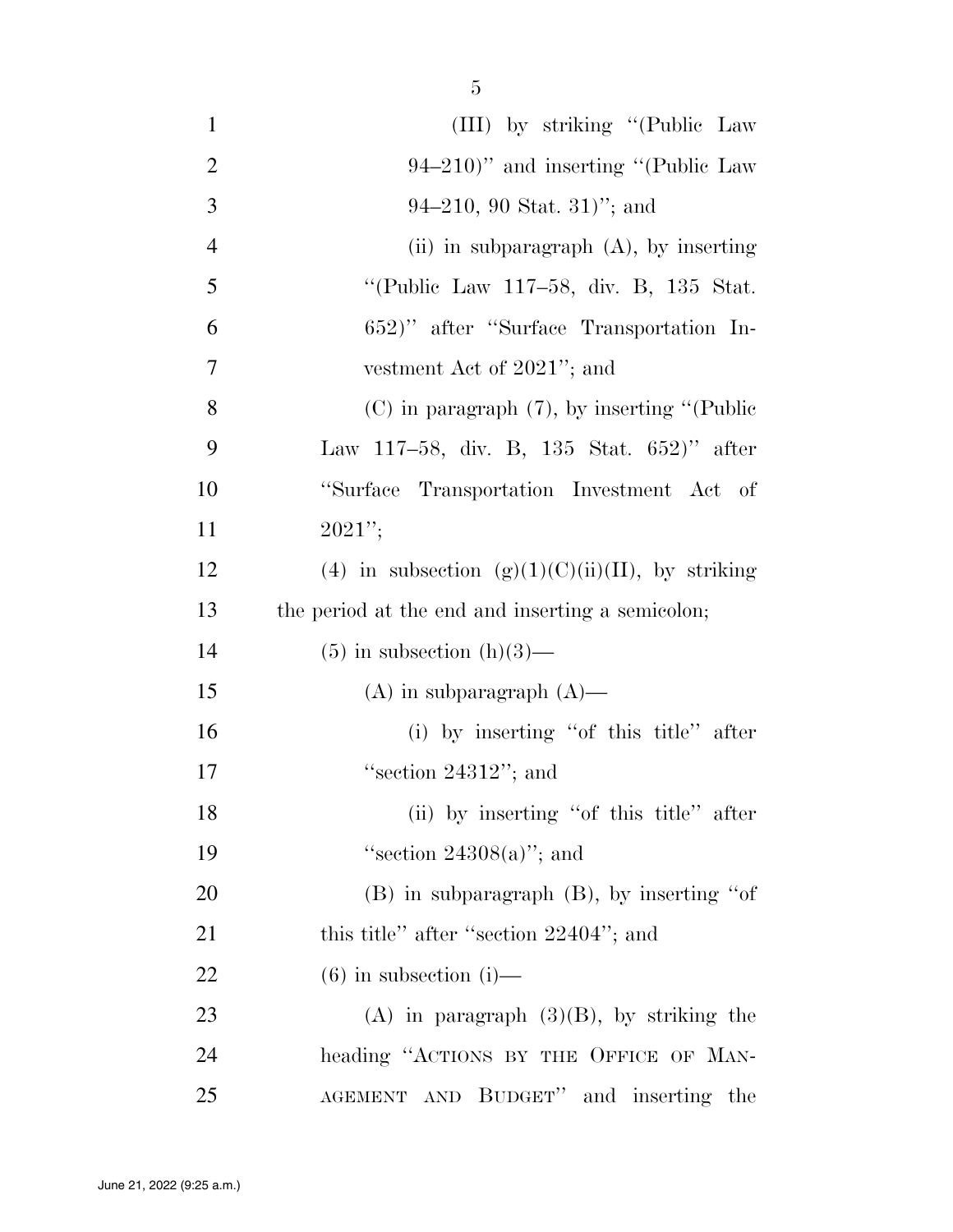(III) by striking "(Public Law 94–210)" and inserting "(Public Law 94–210, 90 Stat. 31)"; and

(ii) in subparagraph (A), by inserting "(Public Law 117–58, div. B, 135 Stat. 652)" after "Surface Transportation Investment Act of 2021"; and

(C) in paragraph (7), by inserting "(Public Law 117–58, div. B, 135 Stat. 652)" after "Surface Transportation Investment Act of 2021";

(4) in subsection (g)(1)(C)(ii)(II), by striking the period at the end and inserting a semicolon;

(5) in subsection (h)(3)—

(A) in subparagraph (A)—

(i) by inserting "of this title" after "section 24312"; and

(ii) by inserting "of this title" after "section 24308(a)"; and

(B) in subparagraph (B), by inserting "of this title" after "section 22404"; and

(6) in subsection (i)—

(A) in paragraph (3)(B), by striking the heading "ACTIONS BY THE OFFICE OF MANAGEMENT AND BUDGET" and inserting the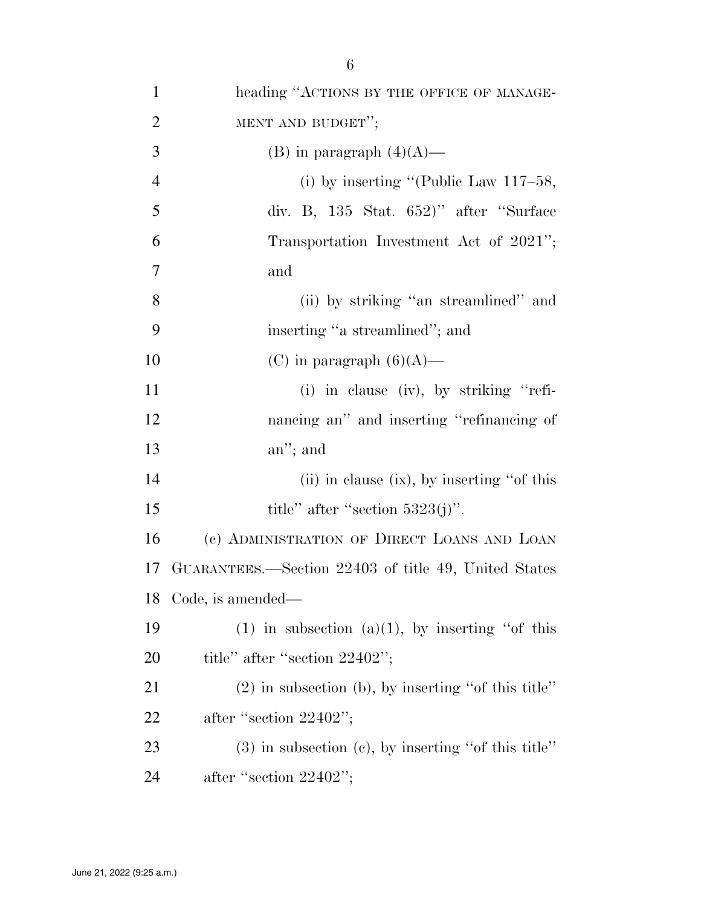heading "ACTIONS BY THE OFFICE OF MANAGEMENT AND BUDGET";

(B) in paragraph (4)(A)—

(i) by inserting "(Public Law 117–58, div. B, 135 Stat. 652)" after "Surface Transportation Investment Act of 2021"; and

(ii) by striking "an streamlined" and inserting "a streamlined"; and

(C) in paragraph (6)(A)—

(i) in clause (iv), by striking "refinancing an" and inserting "refinancing of an"; and

(ii) in clause (ix), by inserting "of this title" after "section 5323(j)".

(c) ADMINISTRATION OF DIRECT LOANS AND LOAN GUARANTEES.—Section 22403 of title 49, United States Code, is amended—

(1) in subsection (a)(1), by inserting "of this title" after "section 22402";

(2) in subsection (b), by inserting "of this title" after "section 22402";

(3) in subsection (c), by inserting "of this title" after "section 22402";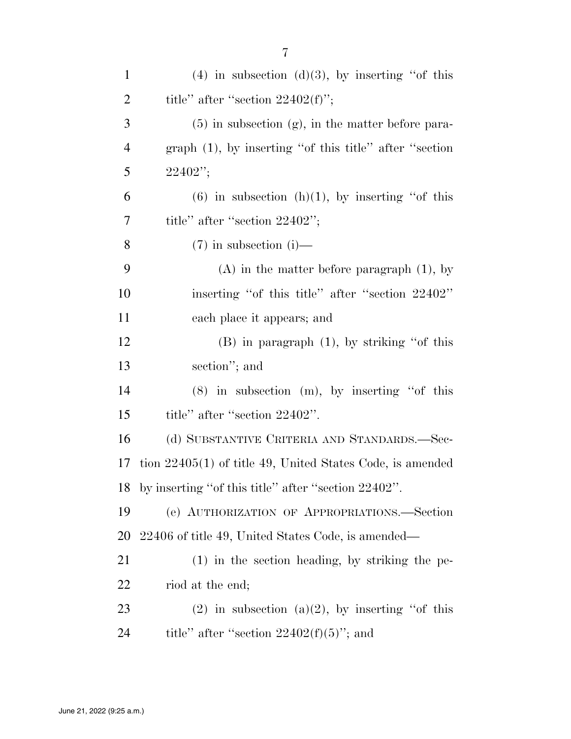(4) in subsection (d)(3), by inserting "of this title" after "section 22402(f)";

(5) in subsection (g), in the matter before paragraph (1), by inserting "of this title" after "section 22402";

(6) in subsection (h)(1), by inserting "of this title" after "section 22402";

(7) in subsection (i)—

(A) in the matter before paragraph (1), by inserting "of this title" after "section 22402" each place it appears; and

(B) in paragraph (1), by striking "of this section"; and

(8) in subsection (m), by inserting "of this title" after "section 22402".

(d) SUBSTANTIVE CRITERIA AND STANDARDS.—Section 22405(1) of title 49, United States Code, is amended by inserting "of this title" after "section 22402".

(e) AUTHORIZATION OF APPROPRIATIONS.—Section 22406 of title 49, United States Code, is amended—

(1) in the section heading, by striking the period at the end;

(2) in subsection (a)(2), by inserting "of this title" after "section 22402(f)(5)"; and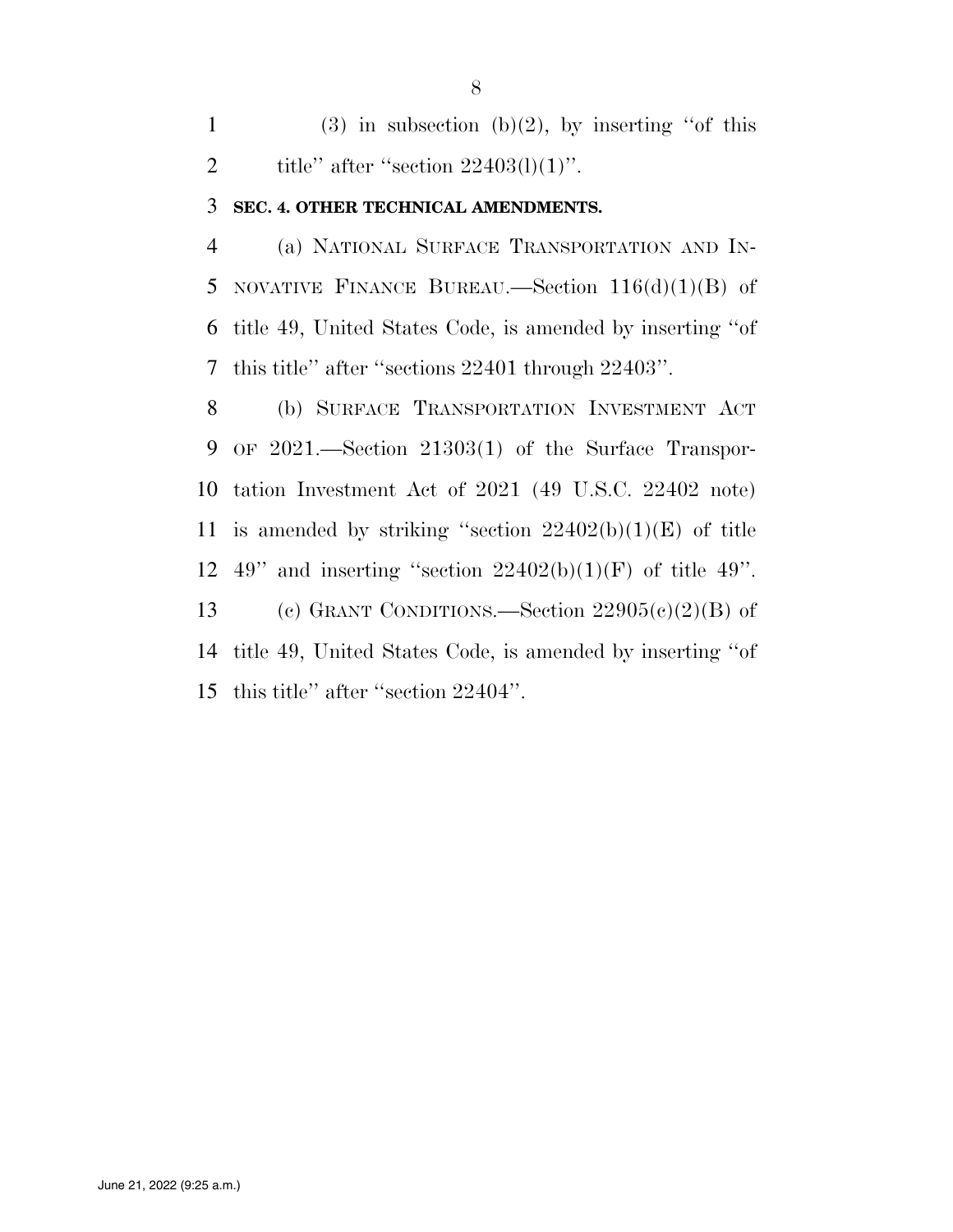(3) in subsection (b)(2), by inserting ''of this title'' after ''section 22403(l)(1)''.

**SEC. 4. OTHER TECHNICAL AMENDMENTS.**

(a) NATIONAL SURFACE TRANSPORTATION AND INNOVATIVE FINANCE BUREAU.—Section 116(d)(1)(B) of title 49, United States Code, is amended by inserting ''of this title'' after ''sections 22401 through 22403''.

(b) SURFACE TRANSPORTATION INVESTMENT ACT OF 2021.—Section 21303(1) of the Surface Transportation Investment Act of 2021 (49 U.S.C. 22402 note) is amended by striking ''section 22402(b)(1)(E) of title 49'' and inserting ''section 22402(b)(1)(F) of title 49''.

(c) GRANT CONDITIONS.—Section 22905(c)(2)(B) of title 49, United States Code, is amended by inserting ''of this title'' after ''section 22404''.